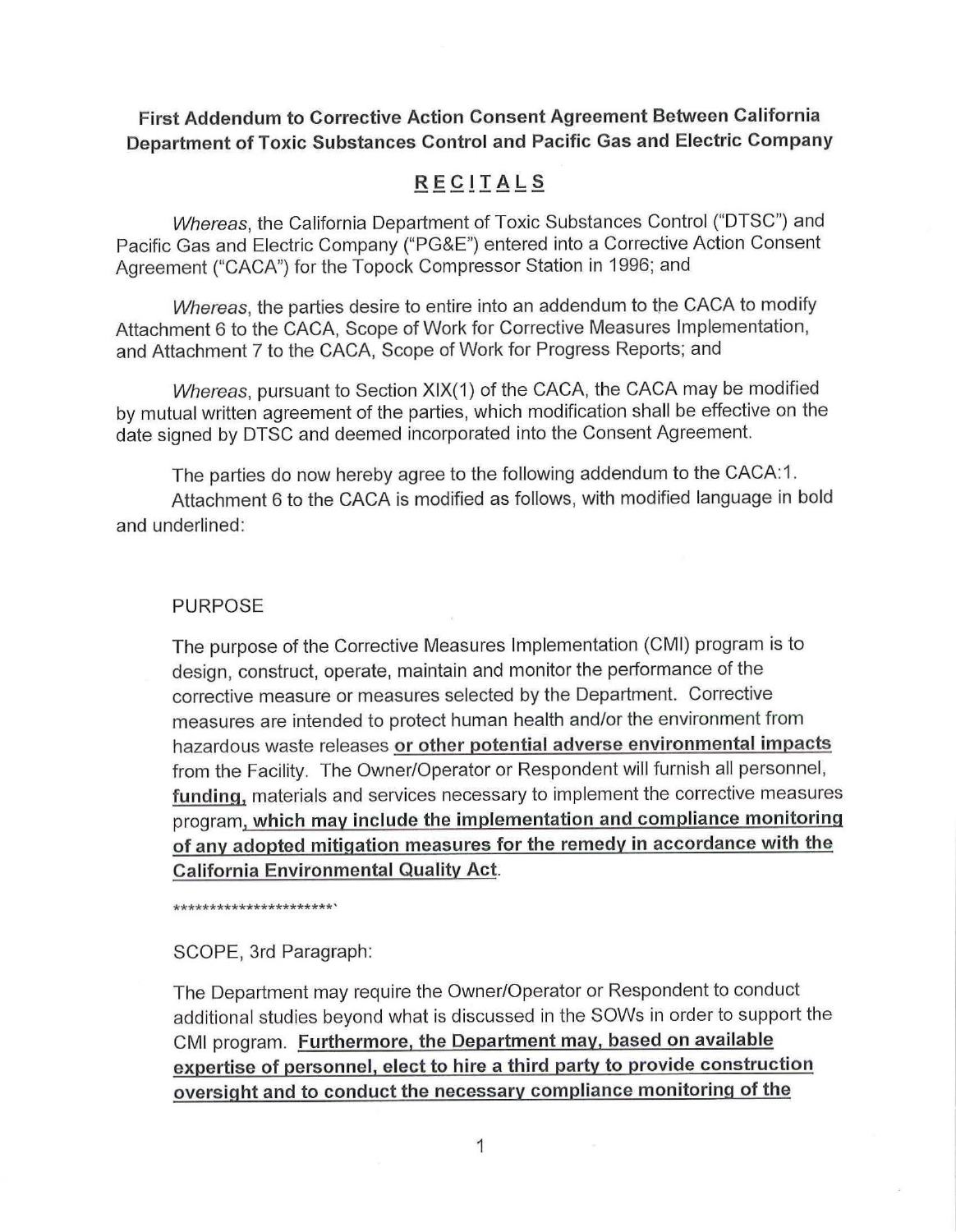**First Addendum to Corrective Action Consent Agreement Between California Department of Toxic Substances Control and Pacific Gas and Electric Company**

## RECITALS

*Whereas*, the California Department of Toxic Substances Control ("DTSC") and Pacific Gas and Electric Company ("PG&E") entered into a Corrective Action Consent Agreement ("CACA") for the Topock Compressor Station in 1996; and

*Whereas*, the parties desire to entire into an addendum to the CACA to modify Attachment 6 to the CACA, Scope of Work for Corrective Measures Implementation, and Attachment 7 to the CACA, Scope of Work for Progress Reports; and

*Whereas*, pursuant to Section XIX(1) of the CACA, the CACA may be modified by mutual written agreement of the parties, which modification shall be effective on the date signed by DTSC and deemed incorporated into the Consent Agreement.

The parties do now hereby agree to the following addendum to the CACA:1. Attachment 6 to the CACA is modified as follows, with modified language in bold and underlined:

PURPOSE

The purpose of the Corrective Measures Implementation (CMI) program is to design, construct, operate, maintain and monitor the performance of the corrective measure or measures selected by the Department. Corrective measures are intended to protect human health and/or the environment from hazardous waste releases **<u>or other potential adverse environmental impacts</u>** from the Facility. The Owner/Operator or Respondent will furnish all personnel, **<u>funding,</u>** materials and services necessary to implement the corrective measures program**<u>, which may include the implementation and compliance monitoring of any adopted mitigation measures for the remedy in accordance with the California Environmental Quality Act</u>**.

**********************`

SCOPE, 3rd Paragraph:

The Department may require the Owner/Operator or Respondent to conduct additional studies beyond what is discussed in the SOWs in order to support the CMI program. **<u>Furthermore, the Department may, based on available expertise of personnel, elect to hire a third party to provide construction oversight and to conduct the necessary compliance monitoring of the</u>**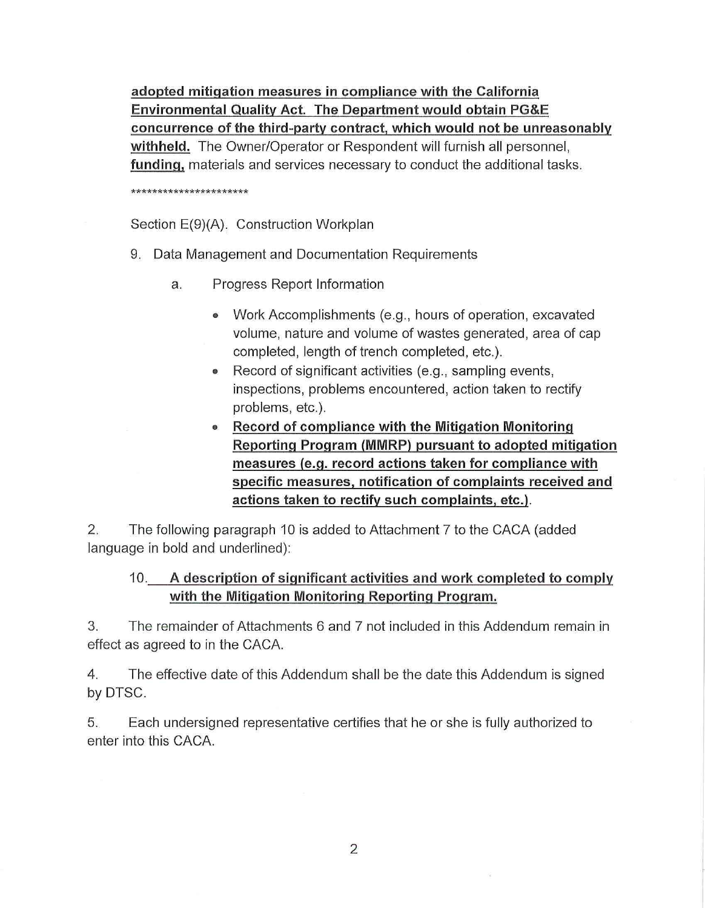**<u>adopted mitigation measures in compliance with the California Environmental Quality Act. The Department would obtain PG&E concurrence of the third-party contract, which would not be unreasonably withheld.</u>** The Owner/Operator or Respondent will furnish all personnel, **<u>funding,</u>** materials and services necessary to conduct the additional tasks.

**********************

Section E(9)(A). Construction Workplan

9. Data Management and Documentation Requirements

   a. Progress Report Information

   - Work Accomplishments (e.g., hours of operation, excavated volume, nature and volume of wastes generated, area of cap completed, length of trench completed, etc.).
   - Record of significant activities (e.g., sampling events, inspections, problems encountered, action taken to rectify problems, etc.).
   - **<u>Record of compliance with the Mitigation Monitoring Reporting Program (MMRP) pursuant to adopted mitigation measures (e.g. record actions taken for compliance with specific measures, notification of complaints received and actions taken to rectify such complaints, etc.)</u>**.

2. The following paragraph 10 is added to Attachment 7 to the CACA (added language in bold and underlined):

   10. **<u>A description of significant activities and work completed to comply with the Mitigation Monitoring Reporting Program.</u>**

3. The remainder of Attachments 6 and 7 not included in this Addendum remain in effect as agreed to in the CACA.

4. The effective date of this Addendum shall be the date this Addendum is signed by DTSC.

5. Each undersigned representative certifies that he or she is fully authorized to enter into this CACA.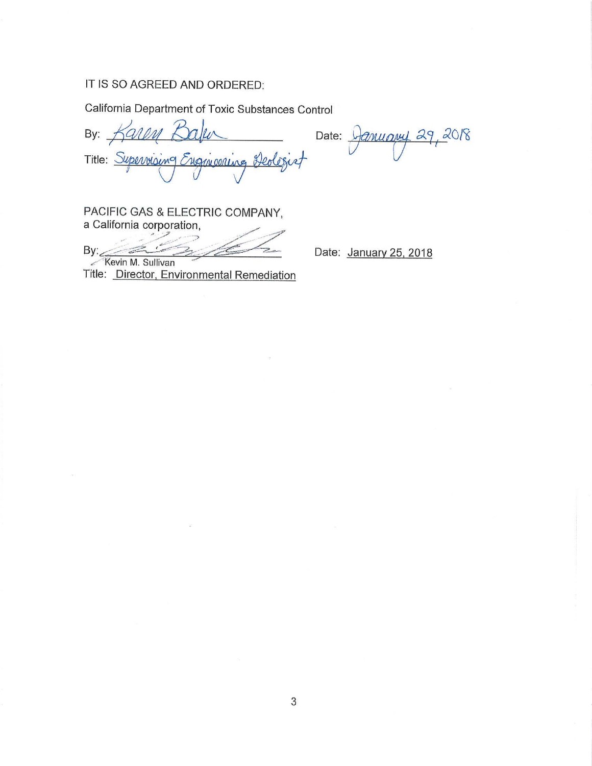IT IS SO AGREED AND ORDERED:

California Department of Toxic Substances Control

By: Karen Baker  Date: January 29, 2018

Title: Supervising Engineering Geologist

PACIFIC GAS & ELECTRIC COMPANY,
a California corporation,

By: ___________________  Date: January 25, 2018

Kevin M. Sullivan

Title: Director, Environmental Remediation